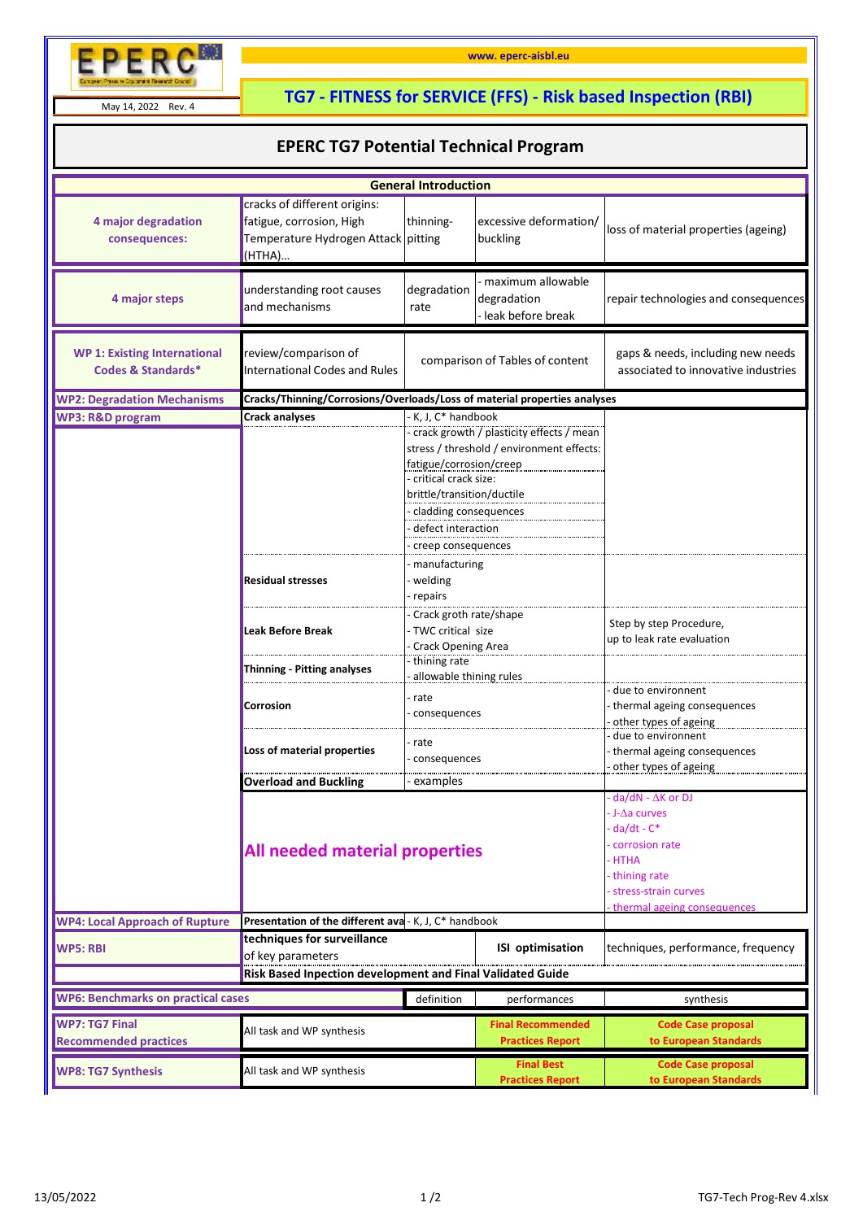EPERC

May 14, 2022 Rev. 4

www. eperc-aisbl.eu

# TG7 - FITNESS for SERVICE (FFS) - Risk based Inspection (RBI)

## EPERC TG7 Potential Technical Program

| General Introduction | | | | |
|---|---|---|---|---|
| **4 major degradation consequences:** | cracks of different origins: fatigue, corrosion, High Temperature Hydrogen Attack (HTHA)… | thinning-pitting | excessive deformation/ buckling | loss of material properties (ageing) |
| **4 major steps** | understanding root causes and mechanisms | degradation rate | - maximum allowable degradation<br>- leak before break | repair technologies and consequences |
| **WP 1: Existing International Codes & Standards*** | review/comparison of International Codes and Rules | comparison of Tables of content | | gaps & needs, including new needs associated to innovative industries |
| **WP2: Degradation Mechanisms** | **Cracks/Thinning/Corrosions/Overloads/Loss of material properties analyses** | | | |
| **WP3: R&D program** | **Crack analyses** | - K, J, C* handbook<br>- crack growth / plasticity effects / mean stress / threshold / environment effects: fatigue/corrosion/creep<br>- critical crack size: brittle/transition/ductile<br>- cladding consequences<br>- defect interaction<br>- creep consequences | | |
| | **Residual stresses** | - manufacturing<br>- welding<br>- repairs | | |
| | **Leak Before Break** | - Crack groth rate/shape<br>- TWC critical size<br>- Crack Opening Area | | Step by step Procedure, up to leak rate evaluation |
| | **Thinning - Pitting analyses** | - thining rate<br>- allowable thining rules | | |
| | **Corrosion** | - rate<br>- consequences | | - due to environment<br>- thermal ageing consequences<br>- other types of ageing |
| | **Loss of material properties** | - rate<br>- consequences | | - due to environment<br>- thermal ageing consequences<br>- other types of ageing |
| | **Overload and Buckling** | - examples | | |
| | **All needed material properties** | | | - da/dN - ΔK or DJ<br>- J-Δa curves<br>- da/dt - C*<br>- corrosion rate<br>- HTHA<br>- thining rate<br>- stress-strain curves<br>- thermal ageing consequences |
| **WP4: Local Approach of Rupture** | **Presentation of the different ava** | - K, J, C* handbook | | |
| **WP5: RBI** | **techniques for surveillance of key parameters** | | **ISI optimisation** | techniques, performance, frequency |
| | **Risk Based Inpection development and Final Validated Guide** | | | |
| **WP6: Benchmarks on practical cases** | | definition | performances | synthesis |
| **WP7: TG7 Final Recommended practices** | All task and WP synthesis | | **Final Recommended Practices Report** | **Code Case proposal to European Standards** |
| **WP8: TG7 Synthesis** | All task and WP synthesis | | **Final Best Practices Report** | **Code Case proposal to European Standards** |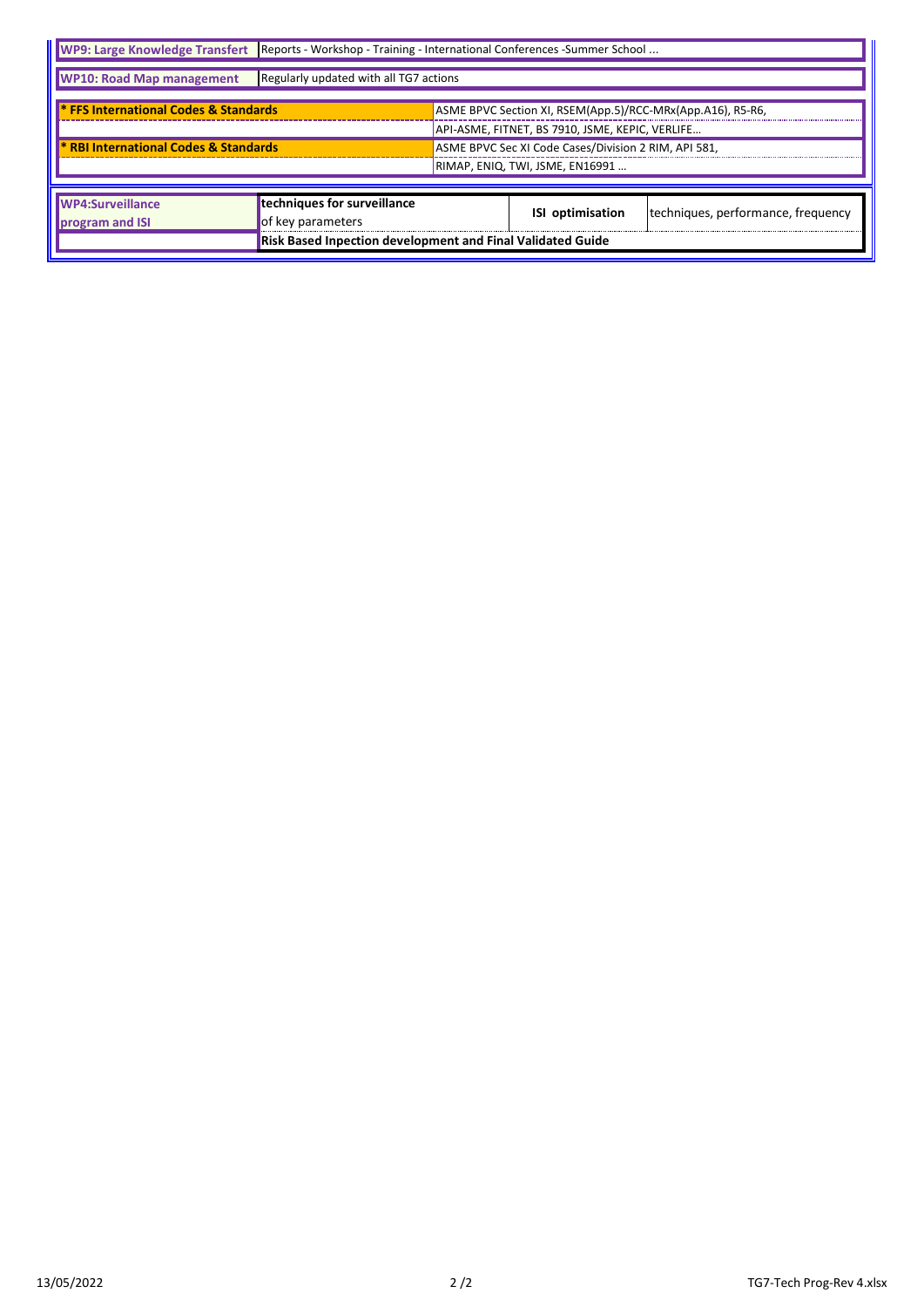| | |
|---|---|
| **WP9: Large Knowledge Transfert** | Reports - Workshop - Training - International Conferences -Summer School ... |

| | |
|---|---|
| **WP10: Road Map management** | Regularly updated with all TG7 actions |

| | |
|---|---|
| **\* FFS International Codes & Standards** | ASME BPVC Section XI, RSEM(App.5)/RCC-MRx(App.A16), R5-R6, |
| | API-ASME, FITNET, BS 7910, JSME, KEPIC, VERLIFE… |
| **\* RBI International Codes & Standards** | ASME BPVC Sec XI Code Cases/Division 2 RIM, API 581, |
| | RIMAP, ENIQ, TWI, JSME, EN16991 … |

| | | | |
|---|---|---|---|
| **WP4:Surveillance program and ISI** | **techniques for surveillance** of key parameters | **ISI optimisation** | techniques, performance, frequency |
| | **Risk Based Inpection development and Final Validated Guide** | | |